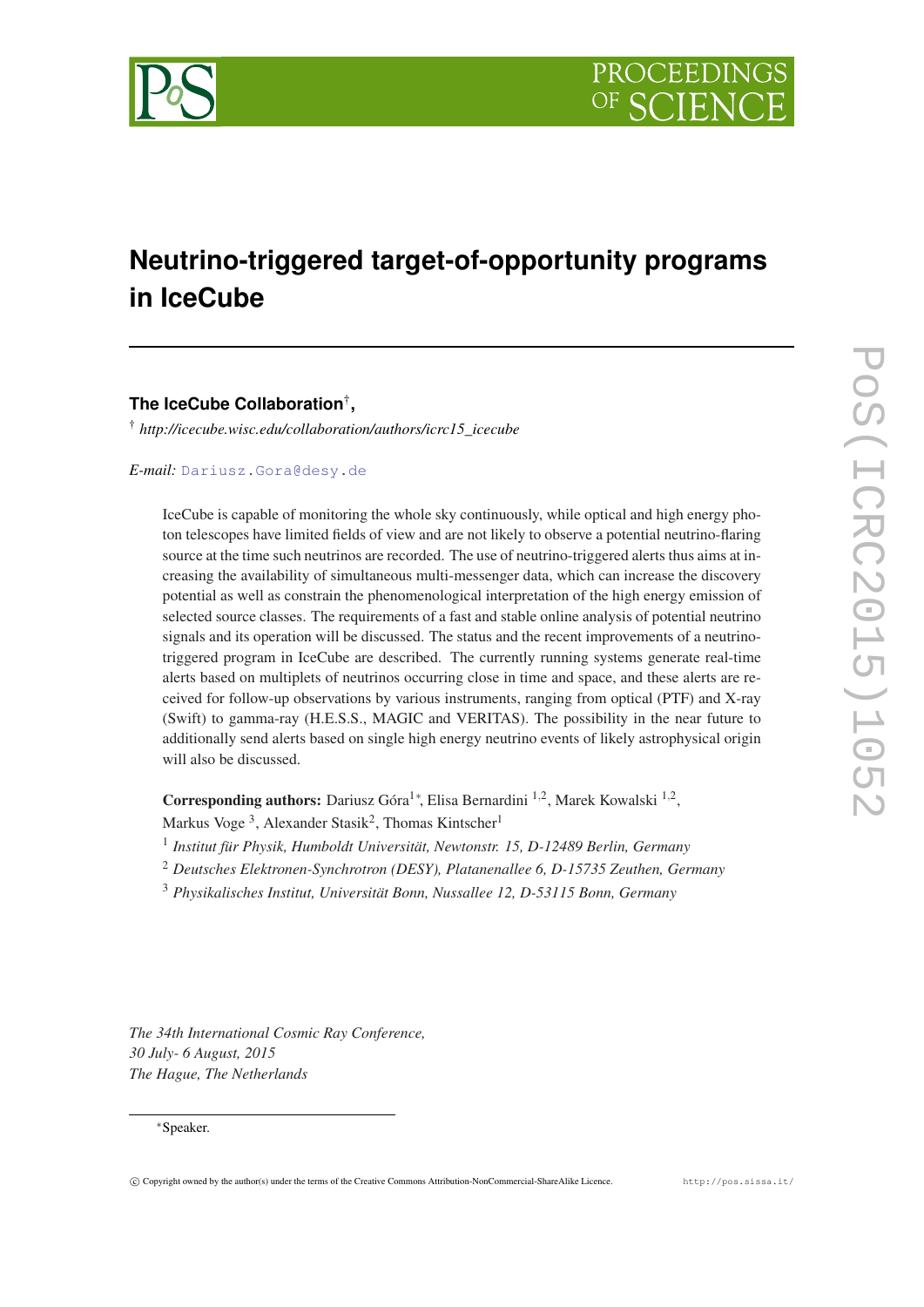# Neutrino-triggered target-of-opportunity programs in IceCube

**The IceCube Collaboration**[†],

[†] *http://icecube.wisc.edu/collaboration/authors/icrc15_icecube*

*E-mail:* Dariusz.Gora@desy.de

IceCube is capable of monitoring the whole sky continuously, while optical and high energy photon telescopes have limited fields of view and are not likely to observe a potential neutrino-flaring source at the time such neutrinos are recorded. The use of neutrino-triggered alerts thus aims at increasing the availability of simultaneous multi-messenger data, which can increase the discovery potential as well as constrain the phenomenological interpretation of the high energy emission of selected source classes. The requirements of a fast and stable online analysis of potential neutrino signals and its operation will be discussed. The status and the recent improvements of a neutrino-triggered program in IceCube are described. The currently running systems generate real-time alerts based on multiplets of neutrinos occurring close in time and space, and these alerts are received for follow-up observations by various instruments, ranging from optical (PTF) and X-ray (Swift) to gamma-ray (H.E.S.S., MAGIC and VERITAS). The possibility in the near future to additionally send alerts based on single high energy neutrino events of likely astrophysical origin will also be discussed.

**Corresponding authors:** Dariusz Góra[1*], Elisa Bernardini [1,2], Marek Kowalski [1,2], Markus Voge [3], Alexander Stasik[2], Thomas Kintscher[1]

[1] *Institut für Physik, Humboldt Universität, Newtonstr. 15, D-12489 Berlin, Germany*

[2] *Deutsches Elektronen-Synchrotron (DESY), Platanenallee 6, D-15735 Zeuthen, Germany*

[3] *Physikalisches Institut, Universität Bonn, Nussallee 12, D-53115 Bonn, Germany*

*The 34th International Cosmic Ray Conference,*
*30 July- 6 August, 2015*
*The Hague, The Netherlands*

[*] Speaker.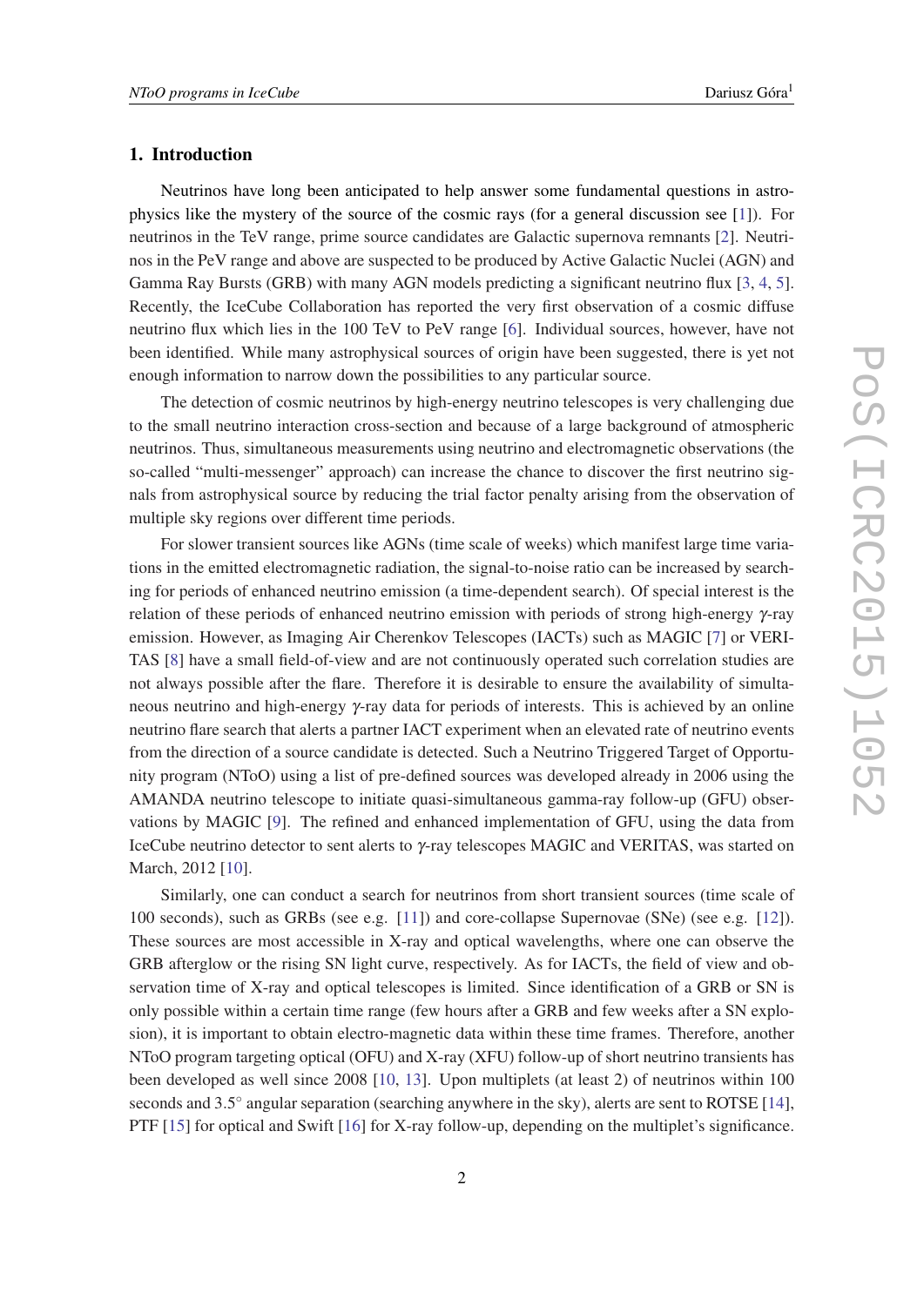## 1. Introduction

Neutrinos have long been anticipated to help answer some fundamental questions in astrophysics like the mystery of the source of the cosmic rays (for a general discussion see [1]). For neutrinos in the TeV range, prime source candidates are Galactic supernova remnants [2]. Neutrinos in the PeV range and above are suspected to be produced by Active Galactic Nuclei (AGN) and Gamma Ray Bursts (GRB) with many AGN models predicting a significant neutrino flux [3, 4, 5]. Recently, the IceCube Collaboration has reported the very first observation of a cosmic diffuse neutrino flux which lies in the 100 TeV to PeV range [6]. Individual sources, however, have not been identified. While many astrophysical sources of origin have been suggested, there is yet not enough information to narrow down the possibilities to any particular source.

The detection of cosmic neutrinos by high-energy neutrino telescopes is very challenging due to the small neutrino interaction cross-section and because of a large background of atmospheric neutrinos. Thus, simultaneous measurements using neutrino and electromagnetic observations (the so-called "multi-messenger" approach) can increase the chance to discover the first neutrino signals from astrophysical source by reducing the trial factor penalty arising from the observation of multiple sky regions over different time periods.

For slower transient sources like AGNs (time scale of weeks) which manifest large time variations in the emitted electromagnetic radiation, the signal-to-noise ratio can be increased by searching for periods of enhanced neutrino emission (a time-dependent search). Of special interest is the relation of these periods of enhanced neutrino emission with periods of strong high-energy $\gamma$-ray emission. However, as Imaging Air Cherenkov Telescopes (IACTs) such as MAGIC [7] or VERITAS [8] have a small field-of-view and are not continuously operated such correlation studies are not always possible after the flare. Therefore it is desirable to ensure the availability of simultaneous neutrino and high-energy $\gamma$-ray data for periods of interests. This is achieved by an online neutrino flare search that alerts a partner IACT experiment when an elevated rate of neutrino events from the direction of a source candidate is detected. Such a Neutrino Triggered Target of Opportunity program (NToO) using a list of pre-defined sources was developed already in 2006 using the AMANDA neutrino telescope to initiate quasi-simultaneous gamma-ray follow-up (GFU) observations by MAGIC [9]. The refined and enhanced implementation of GFU, using the data from IceCube neutrino detector to sent alerts to $\gamma$-ray telescopes MAGIC and VERITAS, was started on March, 2012 [10].

Similarly, one can conduct a search for neutrinos from short transient sources (time scale of 100 seconds), such as GRBs (see e.g. [11]) and core-collapse Supernovae (SNe) (see e.g. [12]). These sources are most accessible in X-ray and optical wavelengths, where one can observe the GRB afterglow or the rising SN light curve, respectively. As for IACTs, the field of view and observation time of X-ray and optical telescopes is limited. Since identification of a GRB or SN is only possible within a certain time range (few hours after a GRB and few weeks after a SN explosion), it is important to obtain electro-magnetic data within these time frames. Therefore, another NToO program targeting optical (OFU) and X-ray (XFU) follow-up of short neutrino transients has been developed as well since 2008 [10, 13]. Upon multiplets (at least 2) of neutrinos within 100 seconds and $3.5^{\circ}$ angular separation (searching anywhere in the sky), alerts are sent to ROTSE [14], PTF [15] for optical and Swift [16] for X-ray follow-up, depending on the multiplet's significance.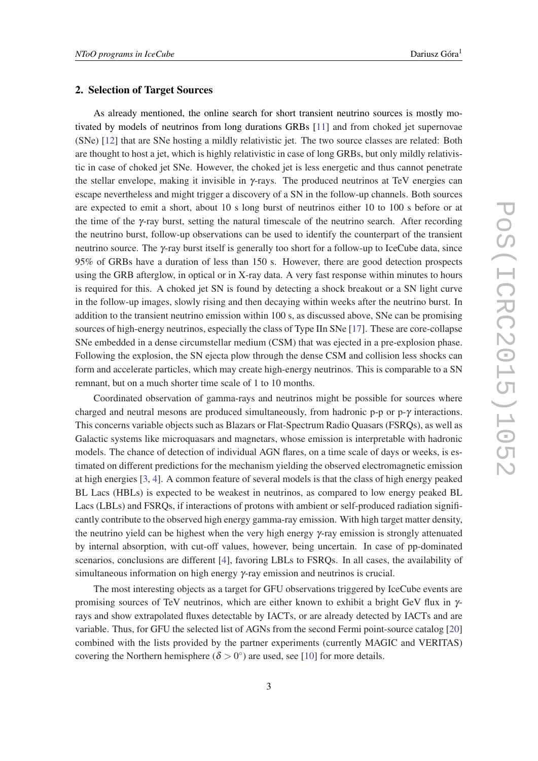## 2. Selection of Target Sources

As already mentioned, the online search for short transient neutrino sources is mostly motivated by models of neutrinos from long durations GRBs [11] and from choked jet supernovae (SNe) [12] that are SNe hosting a mildly relativistic jet. The two source classes are related: Both are thought to host a jet, which is highly relativistic in case of long GRBs, but only mildly relativistic in case of choked jet SNe. However, the choked jet is less energetic and thus cannot penetrate the stellar envelope, making it invisible in $\gamma$-rays. The produced neutrinos at TeV energies can escape nevertheless and might trigger a discovery of a SN in the follow-up channels. Both sources are expected to emit a short, about 10 s long burst of neutrinos either 10 to 100 s before or at the time of the $\gamma$-ray burst, setting the natural timescale of the neutrino search. After recording the neutrino burst, follow-up observations can be used to identify the counterpart of the transient neutrino source. The $\gamma$-ray burst itself is generally too short for a follow-up to IceCube data, since 95% of GRBs have a duration of less than 150 s. However, there are good detection prospects using the GRB afterglow, in optical or in X-ray data. A very fast response within minutes to hours is required for this. A choked jet SN is found by detecting a shock breakout or a SN light curve in the follow-up images, slowly rising and then decaying within weeks after the neutrino burst. In addition to the transient neutrino emission within 100 s, as discussed above, SNe can be promising sources of high-energy neutrinos, especially the class of Type IIn SNe [17]. These are core-collapse SNe embedded in a dense circumstellar medium (CSM) that was ejected in a pre-explosion phase. Following the explosion, the SN ejecta plow through the dense CSM and collision less shocks can form and accelerate particles, which may create high-energy neutrinos. This is comparable to a SN remnant, but on a much shorter time scale of 1 to 10 months.

Coordinated observation of gamma-rays and neutrinos might be possible for sources where charged and neutral mesons are produced simultaneously, from hadronic p-p or p-$\gamma$ interactions. This concerns variable objects such as Blazars or Flat-Spectrum Radio Quasars (FSRQs), as well as Galactic systems like microquasars and magnetars, whose emission is interpretable with hadronic models. The chance of detection of individual AGN flares, on a time scale of days or weeks, is estimated on different predictions for the mechanism yielding the observed electromagnetic emission at high energies [3, 4]. A common feature of several models is that the class of high energy peaked BL Lacs (HBLs) is expected to be weakest in neutrinos, as compared to low energy peaked BL Lacs (LBLs) and FSRQs, if interactions of protons with ambient or self-produced radiation significantly contribute to the observed high energy gamma-ray emission. With high target matter density, the neutrino yield can be highest when the very high energy $\gamma$-ray emission is strongly attenuated by internal absorption, with cut-off values, however, being uncertain. In case of pp-dominated scenarios, conclusions are different [4], favoring LBLs to FSRQs. In all cases, the availability of simultaneous information on high energy $\gamma$-ray emission and neutrinos is crucial.

The most interesting objects as a target for GFU observations triggered by IceCube events are promising sources of TeV neutrinos, which are either known to exhibit a bright GeV flux in $\gamma$-rays and show extrapolated fluxes detectable by IACTs, or are already detected by IACTs and are variable. Thus, for GFU the selected list of AGNs from the second Fermi point-source catalog [20] combined with the lists provided by the partner experiments (currently MAGIC and VERITAS) covering the Northern hemisphere ($\delta > 0^{\circ}$) are used, see [10] for more details.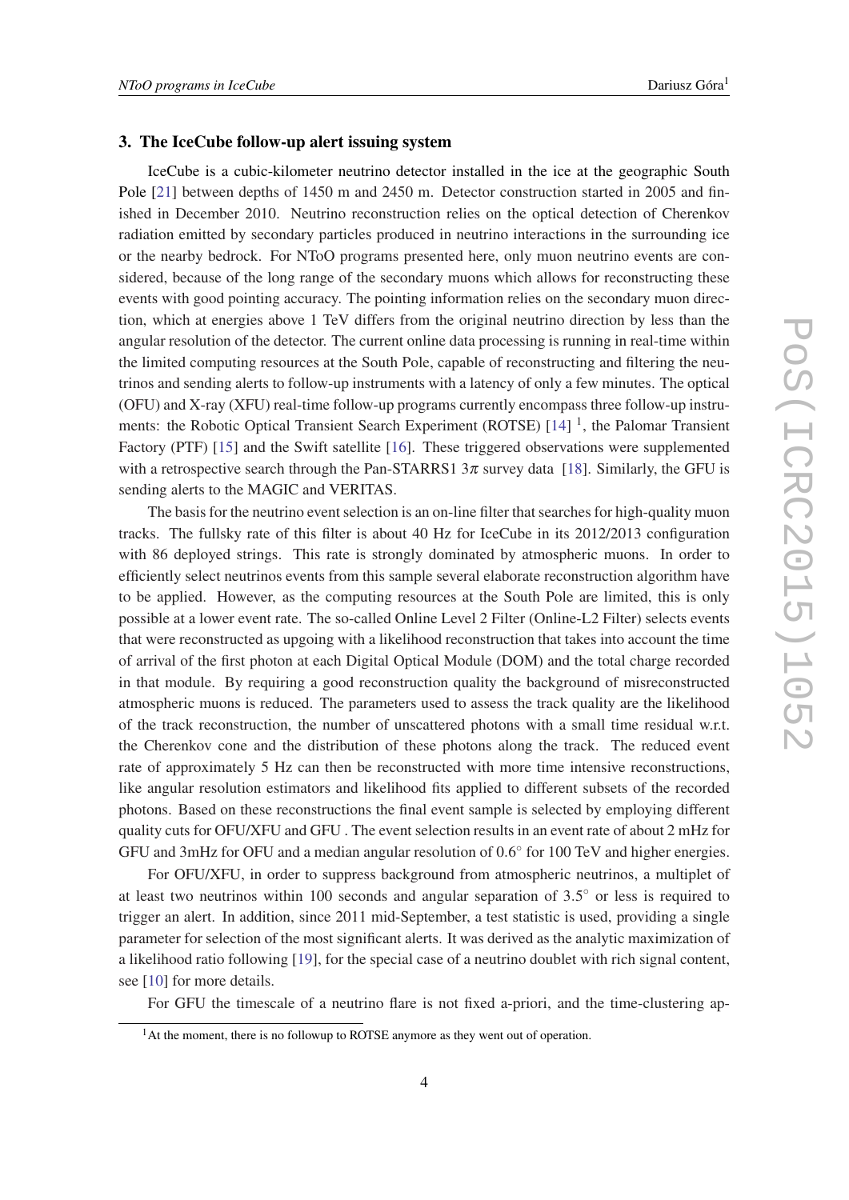## 3. The IceCube follow-up alert issuing system

IceCube is a cubic-kilometer neutrino detector installed in the ice at the geographic South Pole [21] between depths of 1450 m and 2450 m. Detector construction started in 2005 and finished in December 2010. Neutrino reconstruction relies on the optical detection of Cherenkov radiation emitted by secondary particles produced in neutrino interactions in the surrounding ice or the nearby bedrock. For NToO programs presented here, only muon neutrino events are considered, because of the long range of the secondary muons which allows for reconstructing these events with good pointing accuracy. The pointing information relies on the secondary muon direction, which at energies above 1 TeV differs from the original neutrino direction by less than the angular resolution of the detector. The current online data processing is running in real-time within the limited computing resources at the South Pole, capable of reconstructing and filtering the neutrinos and sending alerts to follow-up instruments with a latency of only a few minutes. The optical (OFU) and X-ray (XFU) real-time follow-up programs currently encompass three follow-up instruments: the Robotic Optical Transient Search Experiment (ROTSE) [14] [1], the Palomar Transient Factory (PTF) [15] and the Swift satellite [16]. These triggered observations were supplemented with a retrospective search through the Pan-STARRS1 $3\pi$ survey data [18]. Similarly, the GFU is sending alerts to the MAGIC and VERITAS.

The basis for the neutrino event selection is an on-line filter that searches for high-quality muon tracks. The fullsky rate of this filter is about 40 Hz for IceCube in its 2012/2013 configuration with 86 deployed strings. This rate is strongly dominated by atmospheric muons. In order to efficiently select neutrinos events from this sample several elaborate reconstruction algorithm have to be applied. However, as the computing resources at the South Pole are limited, this is only possible at a lower event rate. The so-called Online Level 2 Filter (Online-L2 Filter) selects events that were reconstructed as upgoing with a likelihood reconstruction that takes into account the time of arrival of the first photon at each Digital Optical Module (DOM) and the total charge recorded in that module. By requiring a good reconstruction quality the background of misreconstructed atmospheric muons is reduced. The parameters used to assess the track quality are the likelihood of the track reconstruction, the number of unscattered photons with a small time residual w.r.t. the Cherenkov cone and the distribution of these photons along the track. The reduced event rate of approximately 5 Hz can then be reconstructed with more time intensive reconstructions, like angular resolution estimators and likelihood fits applied to different subsets of the recorded photons. Based on these reconstructions the final event sample is selected by employing different quality cuts for OFU/XFU and GFU . The event selection results in an event rate of about 2 mHz for GFU and 3mHz for OFU and a median angular resolution of $0.6^{\circ}$ for 100 TeV and higher energies.

For OFU/XFU, in order to suppress background from atmospheric neutrinos, a multiplet of at least two neutrinos within 100 seconds and angular separation of $3.5^{\circ}$ or less is required to trigger an alert. In addition, since 2011 mid-September, a test statistic is used, providing a single parameter for selection of the most significant alerts. It was derived as the analytic maximization of a likelihood ratio following [19], for the special case of a neutrino doublet with rich signal content, see [10] for more details.

For GFU the timescale of a neutrino flare is not fixed a-priori, and the time-clustering ap-

[1] At the moment, there is no followup to ROTSE anymore as they went out of operation.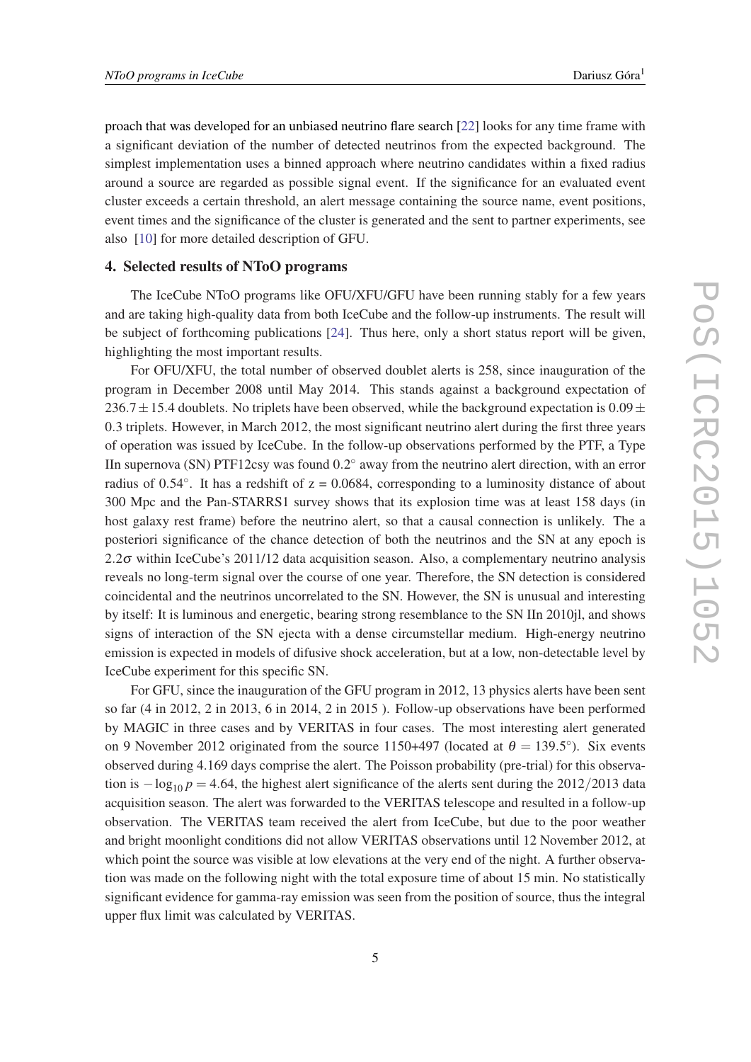proach that was developed for an unbiased neutrino flare search [22] looks for any time frame with a significant deviation of the number of detected neutrinos from the expected background. The simplest implementation uses a binned approach where neutrino candidates within a fixed radius around a source are regarded as possible signal event. If the significance for an evaluated event cluster exceeds a certain threshold, an alert message containing the source name, event positions, event times and the significance of the cluster is generated and the sent to partner experiments, see also [10] for more detailed description of GFU.

## 4. Selected results of NToO programs

The IceCube NToO programs like OFU/XFU/GFU have been running stably for a few years and are taking high-quality data from both IceCube and the follow-up instruments. The result will be subject of forthcoming publications [24]. Thus here, only a short status report will be given, highlighting the most important results.

For OFU/XFU, the total number of observed doublet alerts is 258, since inauguration of the program in December 2008 until May 2014. This stands against a background expectation of $236.7 \pm 15.4$ doublets. No triplets have been observed, while the background expectation is $0.09 \pm 0.3$ triplets. However, in March 2012, the most significant neutrino alert during the first three years of operation was issued by IceCube. In the follow-up observations performed by the PTF, a Type IIn supernova (SN) PTF12csy was found $0.2^{\circ}$ away from the neutrino alert direction, with an error radius of $0.54^{\circ}$. It has a redshift of z = 0.0684, corresponding to a luminosity distance of about 300 Mpc and the Pan-STARRS1 survey shows that its explosion time was at least 158 days (in host galaxy rest frame) before the neutrino alert, so that a causal connection is unlikely. The a posteriori significance of the chance detection of both the neutrinos and the SN at any epoch is $2.2\sigma$ within IceCube's 2011/12 data acquisition season. Also, a complementary neutrino analysis reveals no long-term signal over the course of one year. Therefore, the SN detection is considered coincidental and the neutrinos uncorrelated to the SN. However, the SN is unusual and interesting by itself: It is luminous and energetic, bearing strong resemblance to the SN IIn 2010jl, and shows signs of interaction of the SN ejecta with a dense circumstellar medium. High-energy neutrino emission is expected in models of difusive shock acceleration, but at a low, non-detectable level by IceCube experiment for this specific SN.

For GFU, since the inauguration of the GFU program in 2012, 13 physics alerts have been sent so far (4 in 2012, 2 in 2013, 6 in 2014, 2 in 2015 ). Follow-up observations have been performed by MAGIC in three cases and by VERITAS in four cases. The most interesting alert generated on 9 November 2012 originated from the source 1150+497 (located at $\theta = 139.5^{\circ}$). Six events observed during 4.169 days comprise the alert. The Poisson probability (pre-trial) for this observation is $-\log_{10} p = 4.64$, the highest alert significance of the alerts sent during the $2012/2013$ data acquisition season. The alert was forwarded to the VERITAS telescope and resulted in a follow-up observation. The VERITAS team received the alert from IceCube, but due to the poor weather and bright moonlight conditions did not allow VERITAS observations until 12 November 2012, at which point the source was visible at low elevations at the very end of the night. A further observation was made on the following night with the total exposure time of about 15 min. No statistically significant evidence for gamma-ray emission was seen from the position of source, thus the integral upper flux limit was calculated by VERITAS.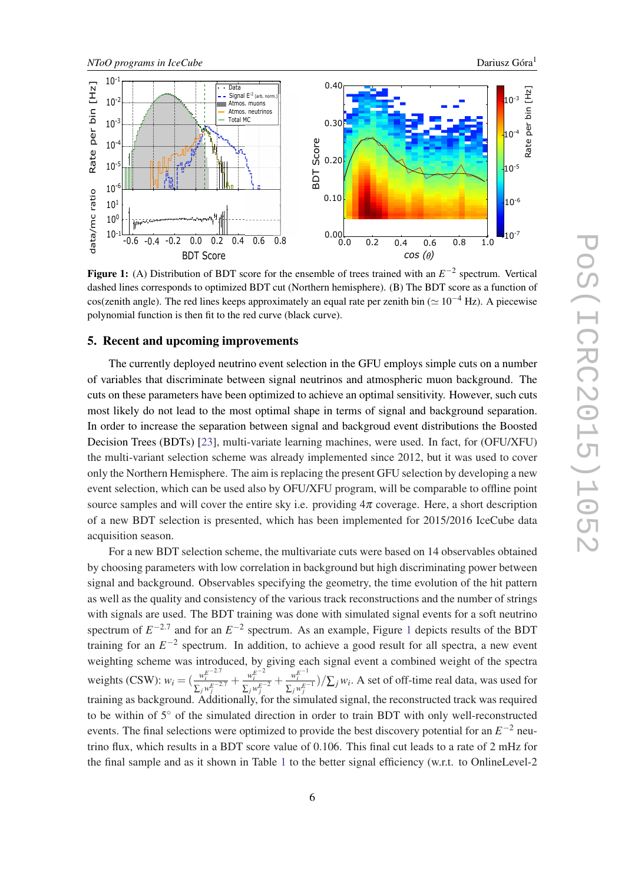**Figure 1:** (A) Distribution of BDT score for the ensemble of trees trained with an $E^{-2}$ spectrum. Vertical dashed lines corresponds to optimized BDT cut (Northern hemisphere). (B) The BDT score as a function of cos(zenith angle). The red lines keeps approximately an equal rate per zenith bin ($\simeq 10^{-4}$ Hz). A piecewise polynomial function is then fit to the red curve (black curve).

## 5. Recent and upcoming improvements

The currently deployed neutrino event selection in the GFU employs simple cuts on a number of variables that discriminate between signal neutrinos and atmospheric muon background. The cuts on these parameters have been optimized to achieve an optimal sensitivity. However, such cuts most likely do not lead to the most optimal shape in terms of signal and background separation. In order to increase the separation between signal and backgroud event distributions the Boosted Decision Trees (BDTs) [23], multi-variate learning machines, were used. In fact, for (OFU/XFU) the multi-variant selection scheme was already implemented since 2012, but it was used to cover only the Northern Hemisphere. The aim is replacing the present GFU selection by developing a new event selection, which can be used also by OFU/XFU program, will be comparable to offline point source samples and will cover the entire sky i.e. providing $4\pi$ coverage. Here, a short description of a new BDT selection is presented, which has been implemented for 2015/2016 IceCube data acquisition season.

For a new BDT selection scheme, the multivariate cuts were based on 14 observables obtained by choosing parameters with low correlation in background but high discriminating power between signal and background. Observables specifying the geometry, the time evolution of the hit pattern as well as the quality and consistency of the various track reconstructions and the number of strings with signals are used. The BDT training was done with simulated signal events for a soft neutrino spectrum of $E^{-2.7}$ and for an $E^{-2}$ spectrum. As an example, Figure 1 depicts results of the BDT training for an $E^{-2}$ spectrum. In addition, to achieve a good result for all spectra, a new event weighting scheme was introduced, by giving each signal event a combined weight of the spectra weights (CSW): $w_i = (\frac{w_i^{E^{-2.7}}}{\sum_j w_j^{E^{-2.7}}} + \frac{w_i^{E^{-2}}}{\sum_j w_j^{E^{-2}}} + \frac{w_i^{E^{-1}}}{\sum_j w_j^{E^{-1}}})/\sum_j w_i$. A set of off-time real data, was used for training as background. Additionally, for the simulated signal, the reconstructed track was required to be within of $5^\circ$ of the simulated direction in order to train BDT with only well-reconstructed events. The final selections were optimized to provide the best discovery potential for an $E^{-2}$ neutrino flux, which results in a BDT score value of 0.106. This final cut leads to a rate of 2 mHz for the final sample and as it shown in Table 1 to the better signal efficiency (w.r.t. to OnlineLevel-2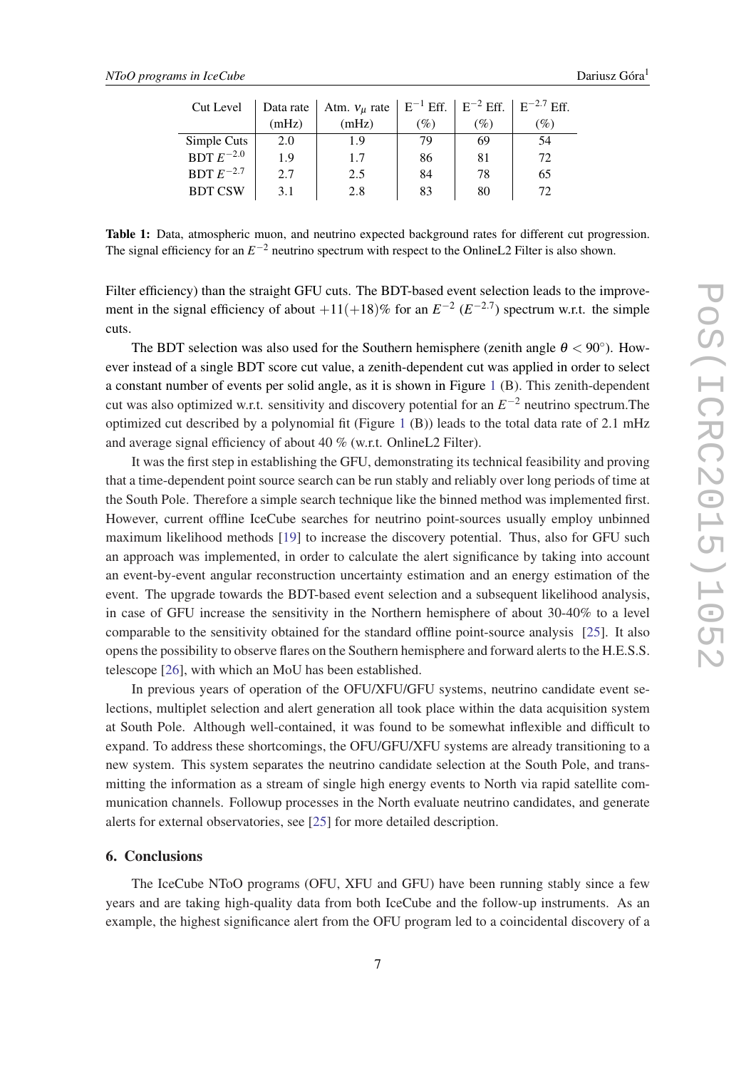| Cut Level | Data rate (mHz) | Atm. $\nu_\mu$ rate (mHz) | $E^{-1}$ Eff. (%) | $E^{-2}$ Eff. (%) | $E^{-2.7}$ Eff. (%) |
|---|---|---|---|---|---|
| Simple Cuts | 2.0 | 1.9 | 79 | 69 | 54 |
| BDT $E^{-2.0}$ | 1.9 | 1.7 | 86 | 81 | 72 |
| BDT $E^{-2.7}$ | 2.7 | 2.5 | 84 | 78 | 65 |
| BDT CSW | 3.1 | 2.8 | 83 | 80 | 72 |

**Table 1:** Data, atmospheric muon, and neutrino expected background rates for different cut progression. The signal efficiency for an $E^{-2}$ neutrino spectrum with respect to the OnlineL2 Filter is also shown.

Filter efficiency) than the straight GFU cuts. The BDT-based event selection leads to the improvement in the signal efficiency of about $+11(+18)$% for an $E^{-2}$ ($E^{-2.7}$) spectrum w.r.t. the simple cuts.

The BDT selection was also used for the Southern hemisphere (zenith angle $\theta < 90°$). However instead of a single BDT score cut value, a zenith-dependent cut was applied in order to select a constant number of events per solid angle, as it is shown in Figure 1 (B). This zenith-dependent cut was also optimized w.r.t. sensitivity and discovery potential for an $E^{-2}$ neutrino spectrum.The optimized cut described by a polynomial fit (Figure 1 (B)) leads to the total data rate of 2.1 mHz and average signal efficiency of about 40 % (w.r.t. OnlineL2 Filter).

It was the first step in establishing the GFU, demonstrating its technical feasibility and proving that a time-dependent point source search can be run stably and reliably over long periods of time at the South Pole. Therefore a simple search technique like the binned method was implemented first. However, current offline IceCube searches for neutrino point-sources usually employ unbinned maximum likelihood methods [19] to increase the discovery potential. Thus, also for GFU such an approach was implemented, in order to calculate the alert significance by taking into account an event-by-event angular reconstruction uncertainty estimation and an energy estimation of the event. The upgrade towards the BDT-based event selection and a subsequent likelihood analysis, in case of GFU increase the sensitivity in the Northern hemisphere of about 30-40% to a level comparable to the sensitivity obtained for the standard offline point-source analysis [25]. It also opens the possibility to observe flares on the Southern hemisphere and forward alerts to the H.E.S.S. telescope [26], with which an MoU has been established.

In previous years of operation of the OFU/XFU/GFU systems, neutrino candidate event selections, multiplet selection and alert generation all took place within the data acquisition system at South Pole. Although well-contained, it was found to be somewhat inflexible and difficult to expand. To address these shortcomings, the OFU/GFU/XFU systems are already transitioning to a new system. This system separates the neutrino candidate selection at the South Pole, and transmitting the information as a stream of single high energy events to North via rapid satellite communication channels. Followup processes in the North evaluate neutrino candidates, and generate alerts for external observatories, see [25] for more detailed description.

## 6. Conclusions

The IceCube NToO programs (OFU, XFU and GFU) have been running stably since a few years and are taking high-quality data from both IceCube and the follow-up instruments. As an example, the highest significance alert from the OFU program led to a coincidental discovery of a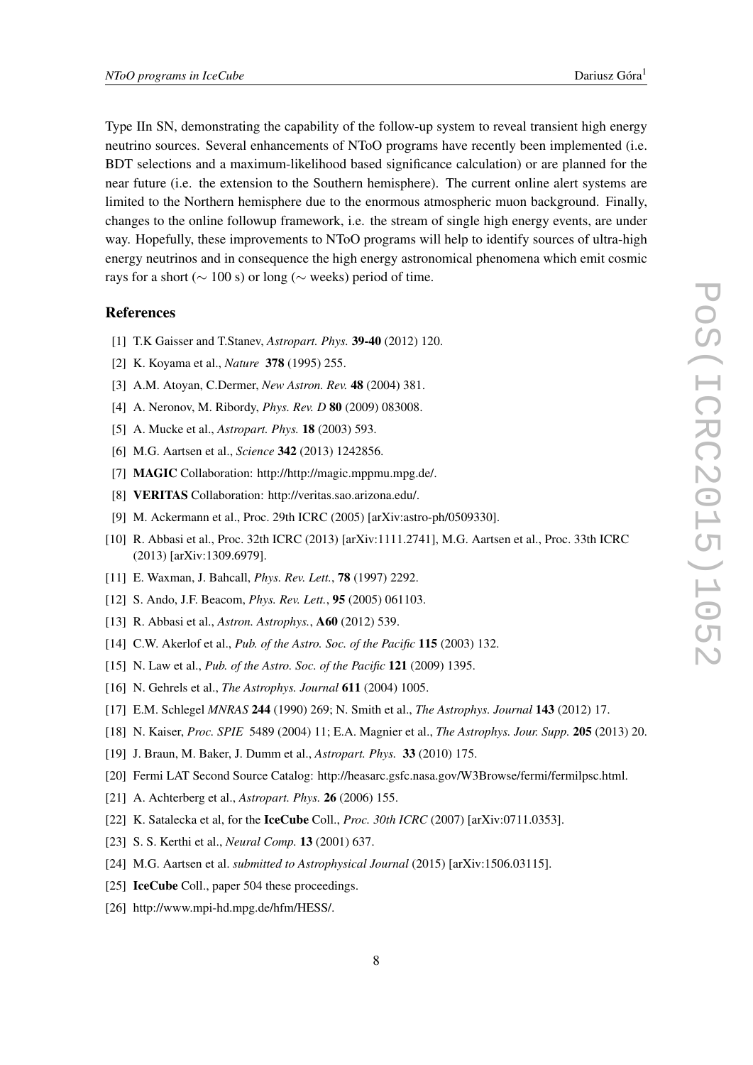Type IIn SN, demonstrating the capability of the follow-up system to reveal transient high energy neutrino sources. Several enhancements of NToO programs have recently been implemented (i.e. BDT selections and a maximum-likelihood based significance calculation) or are planned for the near future (i.e. the extension to the Southern hemisphere). The current online alert systems are limited to the Northern hemisphere due to the enormous atmospheric muon background. Finally, changes to the online followup framework, i.e. the stream of single high energy events, are under way. Hopefully, these improvements to NToO programs will help to identify sources of ultra-high energy neutrinos and in consequence the high energy astronomical phenomena which emit cosmic rays for a short ($\sim$ 100 s) or long ($\sim$ weeks) period of time.

## References

[1] T.K Gaisser and T.Stanev, *Astropart. Phys.* **39-40** (2012) 120.

[2] K. Koyama et al., *Nature* **378** (1995) 255.

[3] A.M. Atoyan, C.Dermer, *New Astron. Rev.* **48** (2004) 381.

[4] A. Neronov, M. Ribordy, *Phys. Rev. D* **80** (2009) 083008.

[5] A. Mucke et al., *Astropart. Phys.* **18** (2003) 593.

[6] M.G. Aartsen et al., *Science* **342** (2013) 1242856.

[7] **MAGIC** Collaboration: http://http://magic.mppmu.mpg.de/.

[8] **VERITAS** Collaboration: http://veritas.sao.arizona.edu/.

[9] M. Ackermann et al., Proc. 29th ICRC (2005) [arXiv:astro-ph/0509330].

[10] R. Abbasi et al., Proc. 32th ICRC (2013) [arXiv:1111.2741], M.G. Aartsen et al., Proc. 33th ICRC (2013) [arXiv:1309.6979].

[11] E. Waxman, J. Bahcall, *Phys. Rev. Lett.*, **78** (1997) 2292.

[12] S. Ando, J.F. Beacom, *Phys. Rev. Lett.*, **95** (2005) 061103.

[13] R. Abbasi et al., *Astron. Astrophys.*, **A60** (2012) 539.

[14] C.W. Akerlof et al., *Pub. of the Astro. Soc. of the Pacific* **115** (2003) 132.

[15] N. Law et al., *Pub. of the Astro. Soc. of the Pacific* **121** (2009) 1395.

[16] N. Gehrels et al., *The Astrophys. Journal* **611** (2004) 1005.

[17] E.M. Schlegel *MNRAS* **244** (1990) 269; N. Smith et al., *The Astrophys. Journal* **143** (2012) 17.

[18] N. Kaiser, *Proc. SPIE* 5489 (2004) 11; E.A. Magnier et al., *The Astrophys. Jour. Supp.* **205** (2013) 20.

[19] J. Braun, M. Baker, J. Dumm et al., *Astropart. Phys.* **33** (2010) 175.

[20] Fermi LAT Second Source Catalog: http://heasarc.gsfc.nasa.gov/W3Browse/fermi/fermilpsc.html.

[21] A. Achterberg et al., *Astropart. Phys.* **26** (2006) 155.

[22] K. Satalecka et al, for the **IceCube** Coll., *Proc. 30th ICRC* (2007) [arXiv:0711.0353].

[23] S. S. Kerthi et al., *Neural Comp.* **13** (2001) 637.

[24] M.G. Aartsen et al. *submitted to Astrophysical Journal* (2015) [arXiv:1506.03115].

[25] **IceCube** Coll., paper 504 these proceedings.

[26] http://www.mpi-hd.mpg.de/hfm/HESS/.